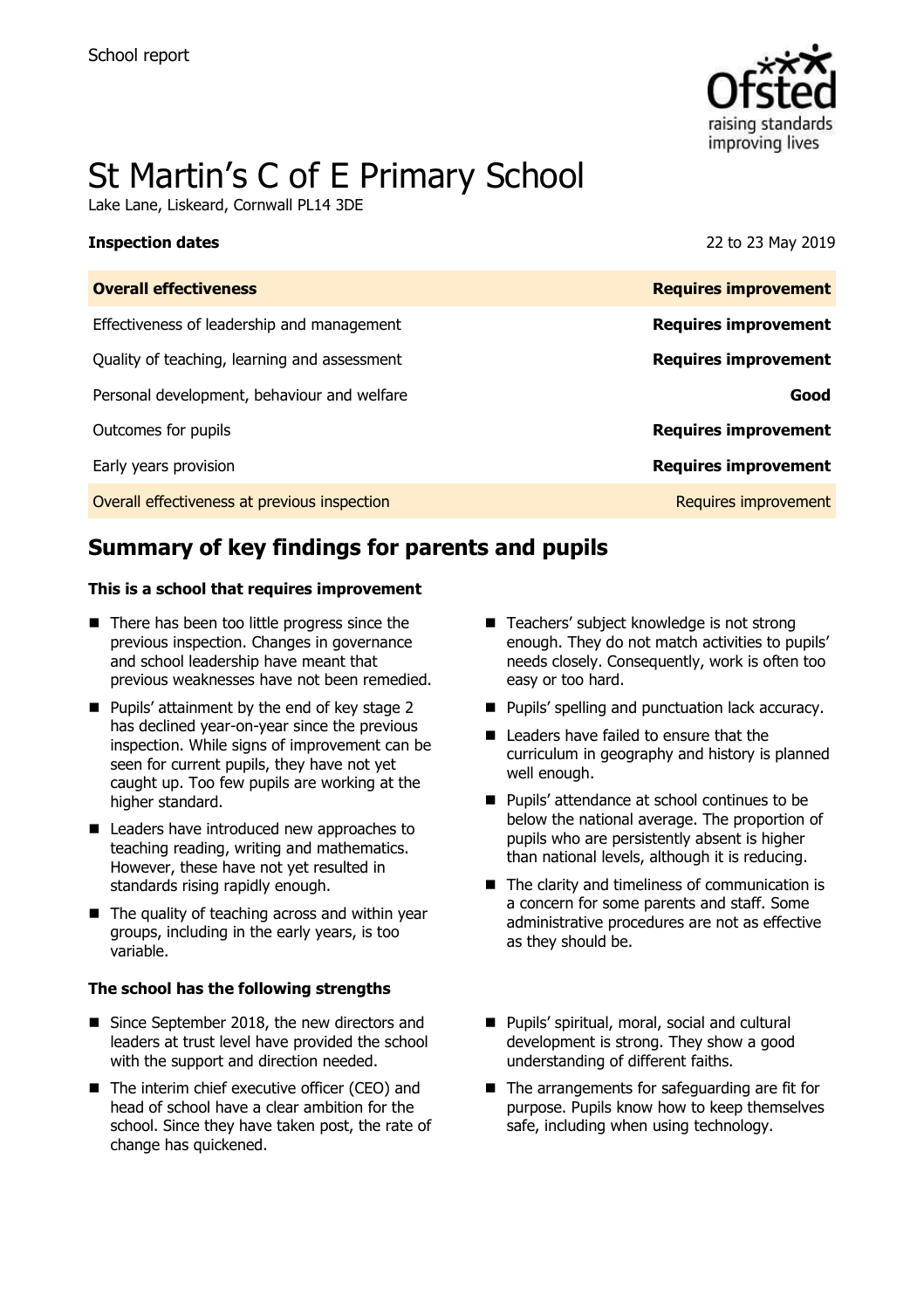School report

# St Martin's C of E Primary School

Lake Lane, Liskeard, Cornwall PL14 3DE

**Inspection dates** 22 to 23 May 2019

| | |
|---|---|
| **Overall effectiveness** | **Requires improvement** |
| Effectiveness of leadership and management | **Requires improvement** |
| Quality of teaching, learning and assessment | **Requires improvement** |
| Personal development, behaviour and welfare | **Good** |
| Outcomes for pupils | **Requires improvement** |
| Early years provision | **Requires improvement** |
| Overall effectiveness at previous inspection | Requires improvement |

## Summary of key findings for parents and pupils

**This is a school that requires improvement**

- There has been too little progress since the previous inspection. Changes in governance and school leadership have meant that previous weaknesses have not been remedied.
- Pupils' attainment by the end of key stage 2 has declined year-on-year since the previous inspection. While signs of improvement can be seen for current pupils, they have not yet caught up. Too few pupils are working at the higher standard.
- Leaders have introduced new approaches to teaching reading, writing and mathematics. However, these have not yet resulted in standards rising rapidly enough.
- The quality of teaching across and within year groups, including in the early years, is too variable.
- Teachers' subject knowledge is not strong enough. They do not match activities to pupils' needs closely. Consequently, work is often too easy or too hard.
- Pupils' spelling and punctuation lack accuracy.
- Leaders have failed to ensure that the curriculum in geography and history is planned well enough.
- Pupils' attendance at school continues to be below the national average. The proportion of pupils who are persistently absent is higher than national levels, although it is reducing.
- The clarity and timeliness of communication is a concern for some parents and staff. Some administrative procedures are not as effective as they should be.

**The school has the following strengths**

- Since September 2018, the new directors and leaders at trust level have provided the school with the support and direction needed.
- The interim chief executive officer (CEO) and head of school have a clear ambition for the school. Since they have taken post, the rate of change has quickened.
- Pupils' spiritual, moral, social and cultural development is strong. They show a good understanding of different faiths.
- The arrangements for safeguarding are fit for purpose. Pupils know how to keep themselves safe, including when using technology.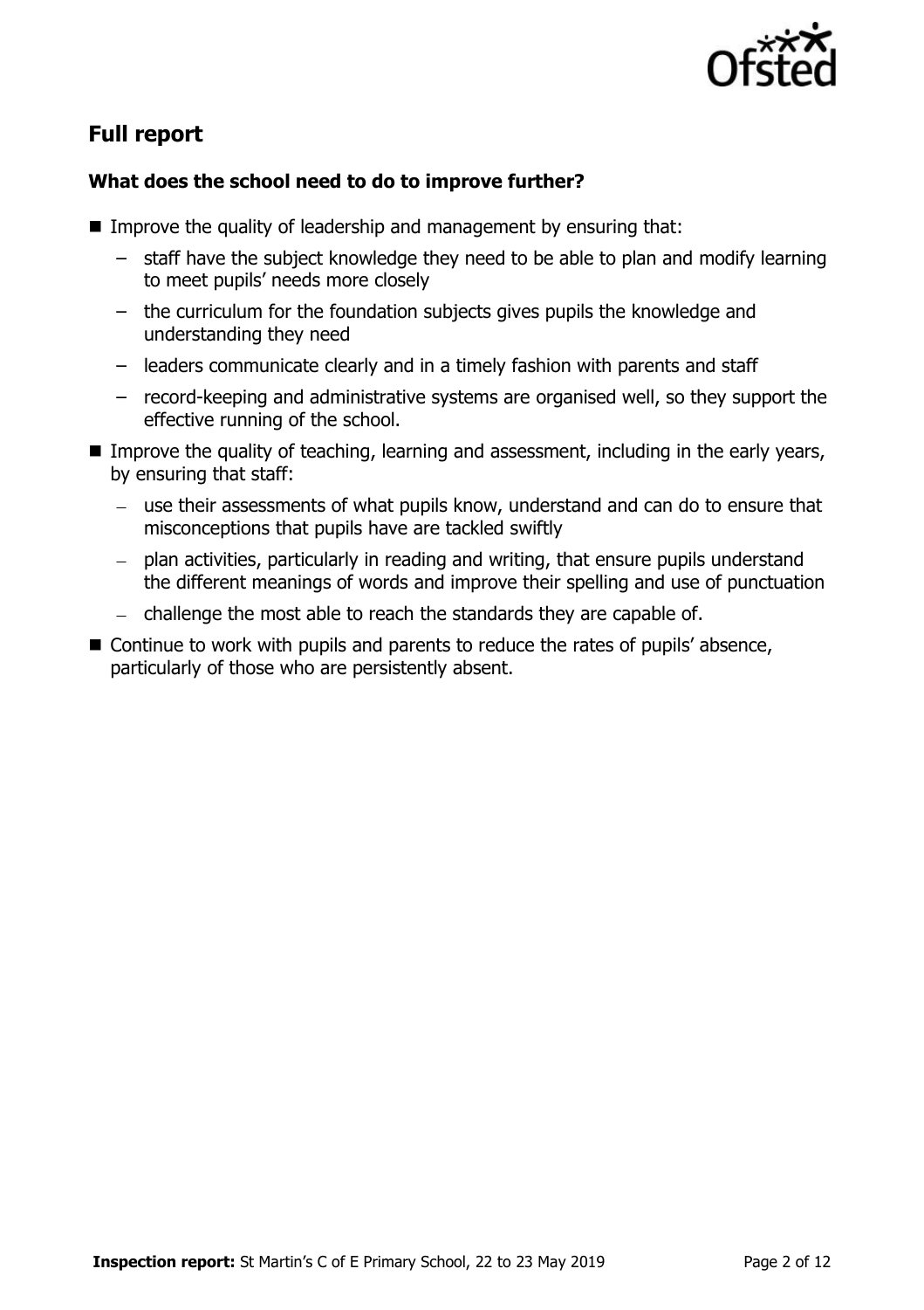## Full report

### What does the school need to do to improve further?

- Improve the quality of leadership and management by ensuring that:
  - staff have the subject knowledge they need to be able to plan and modify learning to meet pupils' needs more closely
  - the curriculum for the foundation subjects gives pupils the knowledge and understanding they need
  - leaders communicate clearly and in a timely fashion with parents and staff
  - record-keeping and administrative systems are organised well, so they support the effective running of the school.
- Improve the quality of teaching, learning and assessment, including in the early years, by ensuring that staff:
  - use their assessments of what pupils know, understand and can do to ensure that misconceptions that pupils have are tackled swiftly
  - plan activities, particularly in reading and writing, that ensure pupils understand the different meanings of words and improve their spelling and use of punctuation
  - challenge the most able to reach the standards they are capable of.
- Continue to work with pupils and parents to reduce the rates of pupils' absence, particularly of those who are persistently absent.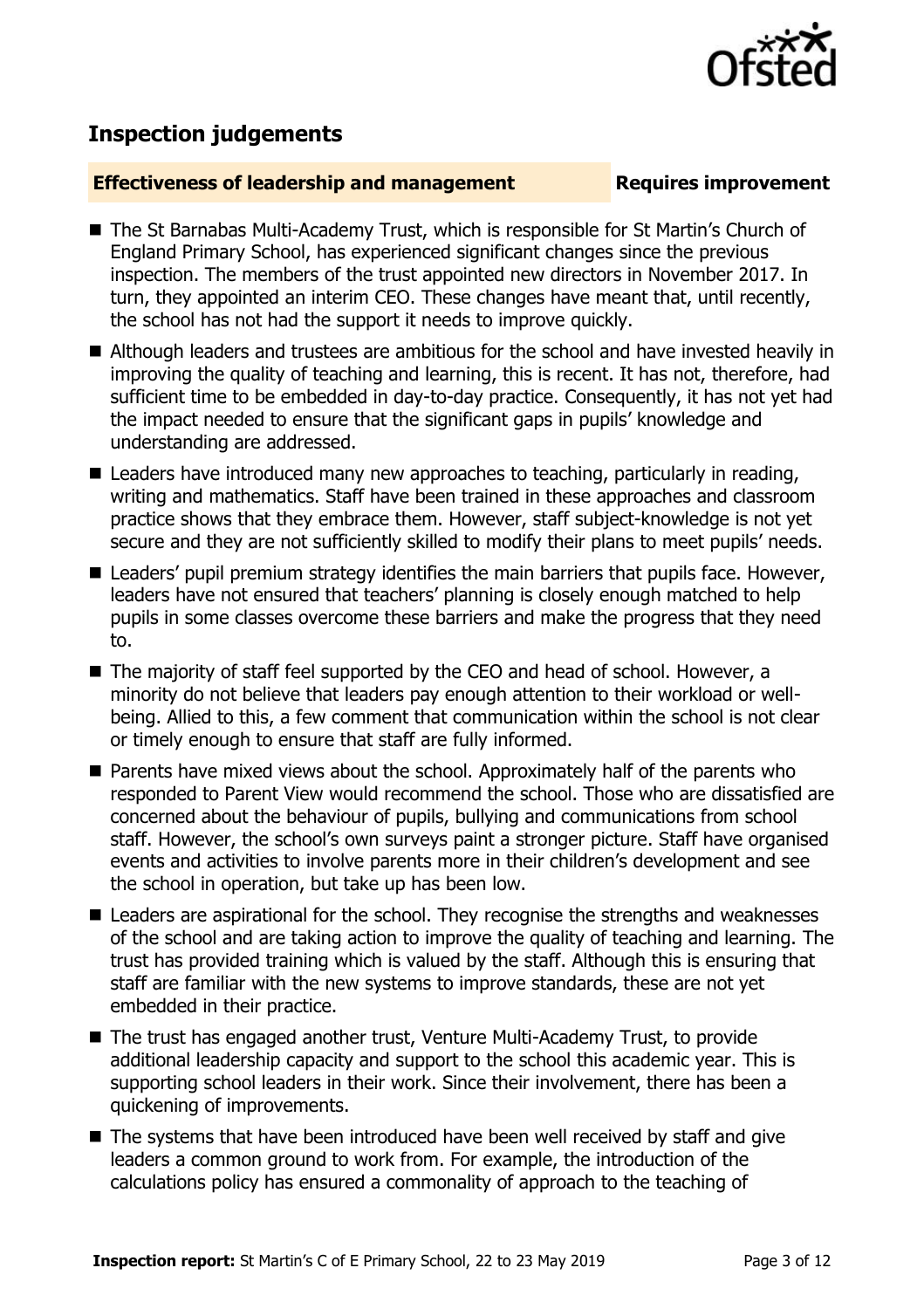## Inspection judgements

**Effectiveness of leadership and management** **Requires improvement**

- The St Barnabas Multi-Academy Trust, which is responsible for St Martin's Church of England Primary School, has experienced significant changes since the previous inspection. The members of the trust appointed new directors in November 2017. In turn, they appointed an interim CEO. These changes have meant that, until recently, the school has not had the support it needs to improve quickly.
- Although leaders and trustees are ambitious for the school and have invested heavily in improving the quality of teaching and learning, this is recent. It has not, therefore, had sufficient time to be embedded in day-to-day practice. Consequently, it has not yet had the impact needed to ensure that the significant gaps in pupils' knowledge and understanding are addressed.
- Leaders have introduced many new approaches to teaching, particularly in reading, writing and mathematics. Staff have been trained in these approaches and classroom practice shows that they embrace them. However, staff subject-knowledge is not yet secure and they are not sufficiently skilled to modify their plans to meet pupils' needs.
- Leaders' pupil premium strategy identifies the main barriers that pupils face. However, leaders have not ensured that teachers' planning is closely enough matched to help pupils in some classes overcome these barriers and make the progress that they need to.
- The majority of staff feel supported by the CEO and head of school. However, a minority do not believe that leaders pay enough attention to their workload or well-being. Allied to this, a few comment that communication within the school is not clear or timely enough to ensure that staff are fully informed.
- Parents have mixed views about the school. Approximately half of the parents who responded to Parent View would recommend the school. Those who are dissatisfied are concerned about the behaviour of pupils, bullying and communications from school staff. However, the school's own surveys paint a stronger picture. Staff have organised events and activities to involve parents more in their children's development and see the school in operation, but take up has been low.
- Leaders are aspirational for the school. They recognise the strengths and weaknesses of the school and are taking action to improve the quality of teaching and learning. The trust has provided training which is valued by the staff. Although this is ensuring that staff are familiar with the new systems to improve standards, these are not yet embedded in their practice.
- The trust has engaged another trust, Venture Multi-Academy Trust, to provide additional leadership capacity and support to the school this academic year. This is supporting school leaders in their work. Since their involvement, there has been a quickening of improvements.
- The systems that have been introduced have been well received by staff and give leaders a common ground to work from. For example, the introduction of the calculations policy has ensured a commonality of approach to the teaching of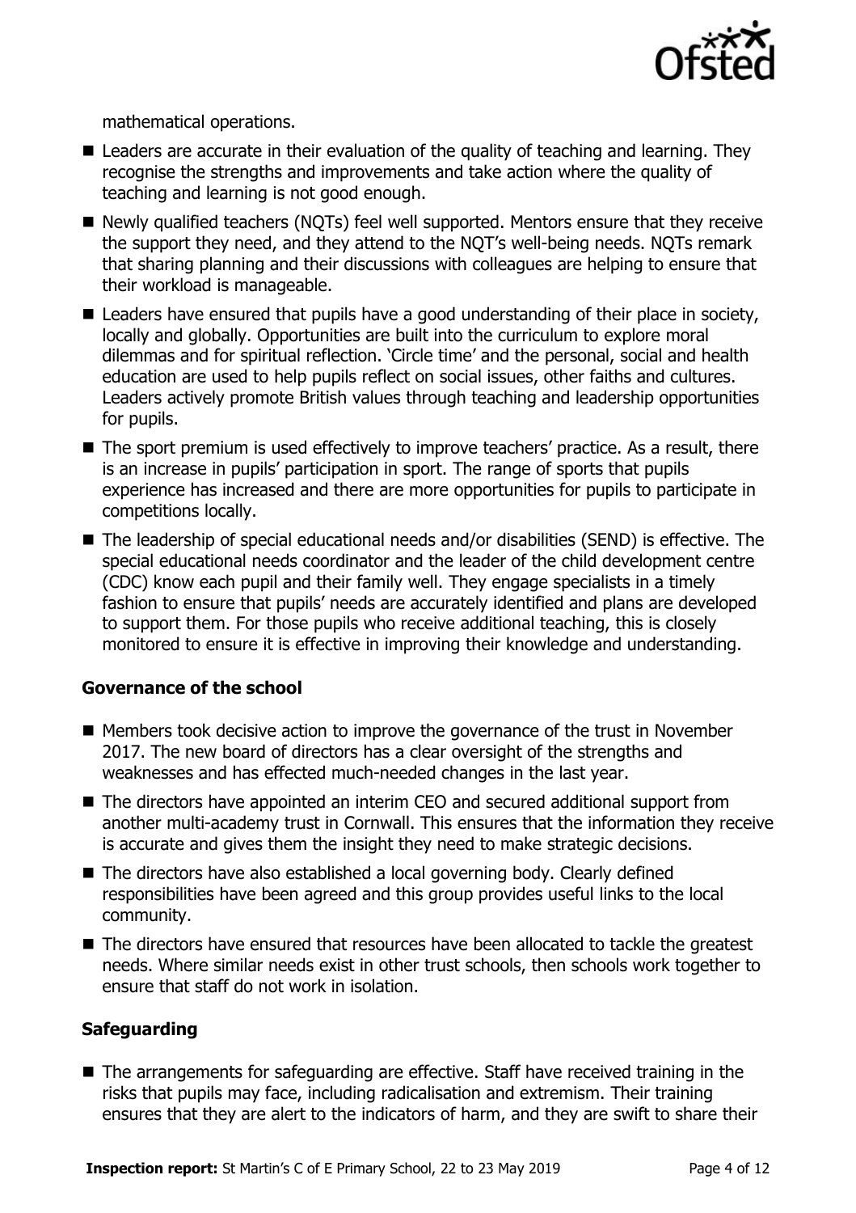mathematical operations.

- Leaders are accurate in their evaluation of the quality of teaching and learning. They recognise the strengths and improvements and take action where the quality of teaching and learning is not good enough.
- Newly qualified teachers (NQTs) feel well supported. Mentors ensure that they receive the support they need, and they attend to the NQT's well-being needs. NQTs remark that sharing planning and their discussions with colleagues are helping to ensure that their workload is manageable.
- Leaders have ensured that pupils have a good understanding of their place in society, locally and globally. Opportunities are built into the curriculum to explore moral dilemmas and for spiritual reflection. 'Circle time' and the personal, social and health education are used to help pupils reflect on social issues, other faiths and cultures. Leaders actively promote British values through teaching and leadership opportunities for pupils.
- The sport premium is used effectively to improve teachers' practice. As a result, there is an increase in pupils' participation in sport. The range of sports that pupils experience has increased and there are more opportunities for pupils to participate in competitions locally.
- The leadership of special educational needs and/or disabilities (SEND) is effective. The special educational needs coordinator and the leader of the child development centre (CDC) know each pupil and their family well. They engage specialists in a timely fashion to ensure that pupils' needs are accurately identified and plans are developed to support them. For those pupils who receive additional teaching, this is closely monitored to ensure it is effective in improving their knowledge and understanding.

### Governance of the school

- Members took decisive action to improve the governance of the trust in November 2017. The new board of directors has a clear oversight of the strengths and weaknesses and has effected much-needed changes in the last year.
- The directors have appointed an interim CEO and secured additional support from another multi-academy trust in Cornwall. This ensures that the information they receive is accurate and gives them the insight they need to make strategic decisions.
- The directors have also established a local governing body. Clearly defined responsibilities have been agreed and this group provides useful links to the local community.
- The directors have ensured that resources have been allocated to tackle the greatest needs. Where similar needs exist in other trust schools, then schools work together to ensure that staff do not work in isolation.

### Safeguarding

- The arrangements for safeguarding are effective. Staff have received training in the risks that pupils may face, including radicalisation and extremism. Their training ensures that they are alert to the indicators of harm, and they are swift to share their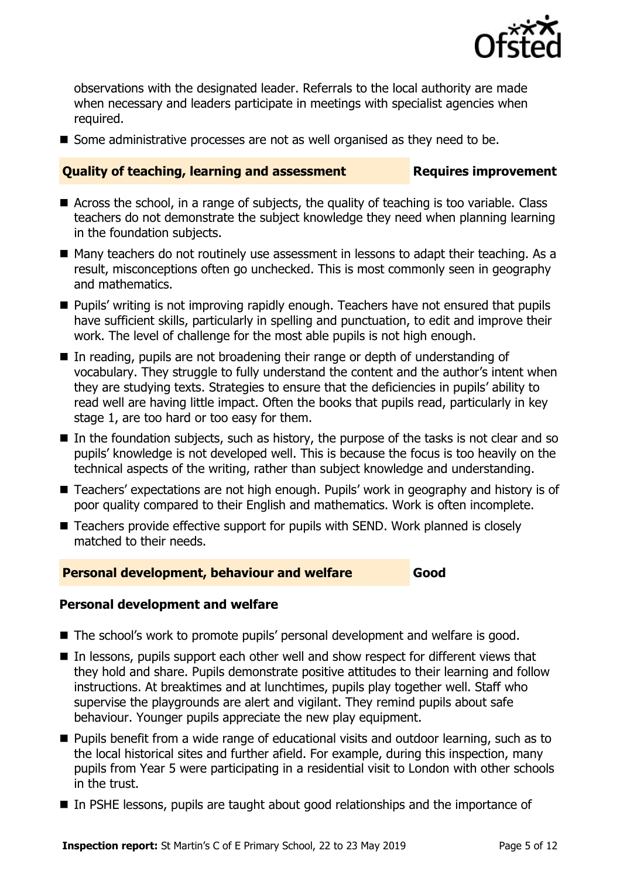observations with the designated leader. Referrals to the local authority are made when necessary and leaders participate in meetings with specialist agencies when required.

- Some administrative processes are not as well organised as they need to be.

## Quality of teaching, learning and assessment — Requires improvement

- Across the school, in a range of subjects, the quality of teaching is too variable. Class teachers do not demonstrate the subject knowledge they need when planning learning in the foundation subjects.
- Many teachers do not routinely use assessment in lessons to adapt their teaching. As a result, misconceptions often go unchecked. This is most commonly seen in geography and mathematics.
- Pupils' writing is not improving rapidly enough. Teachers have not ensured that pupils have sufficient skills, particularly in spelling and punctuation, to edit and improve their work. The level of challenge for the most able pupils is not high enough.
- In reading, pupils are not broadening their range or depth of understanding of vocabulary. They struggle to fully understand the content and the author's intent when they are studying texts. Strategies to ensure that the deficiencies in pupils' ability to read well are having little impact. Often the books that pupils read, particularly in key stage 1, are too hard or too easy for them.
- In the foundation subjects, such as history, the purpose of the tasks is not clear and so pupils' knowledge is not developed well. This is because the focus is too heavily on the technical aspects of the writing, rather than subject knowledge and understanding.
- Teachers' expectations are not high enough. Pupils' work in geography and history is of poor quality compared to their English and mathematics. Work is often incomplete.
- Teachers provide effective support for pupils with SEND. Work planned is closely matched to their needs.

## Personal development, behaviour and welfare — Good

### Personal development and welfare

- The school's work to promote pupils' personal development and welfare is good.
- In lessons, pupils support each other well and show respect for different views that they hold and share. Pupils demonstrate positive attitudes to their learning and follow instructions. At breaktimes and at lunchtimes, pupils play together well. Staff who supervise the playgrounds are alert and vigilant. They remind pupils about safe behaviour. Younger pupils appreciate the new play equipment.
- Pupils benefit from a wide range of educational visits and outdoor learning, such as to the local historical sites and further afield. For example, during this inspection, many pupils from Year 5 were participating in a residential visit to London with other schools in the trust.
- In PSHE lessons, pupils are taught about good relationships and the importance of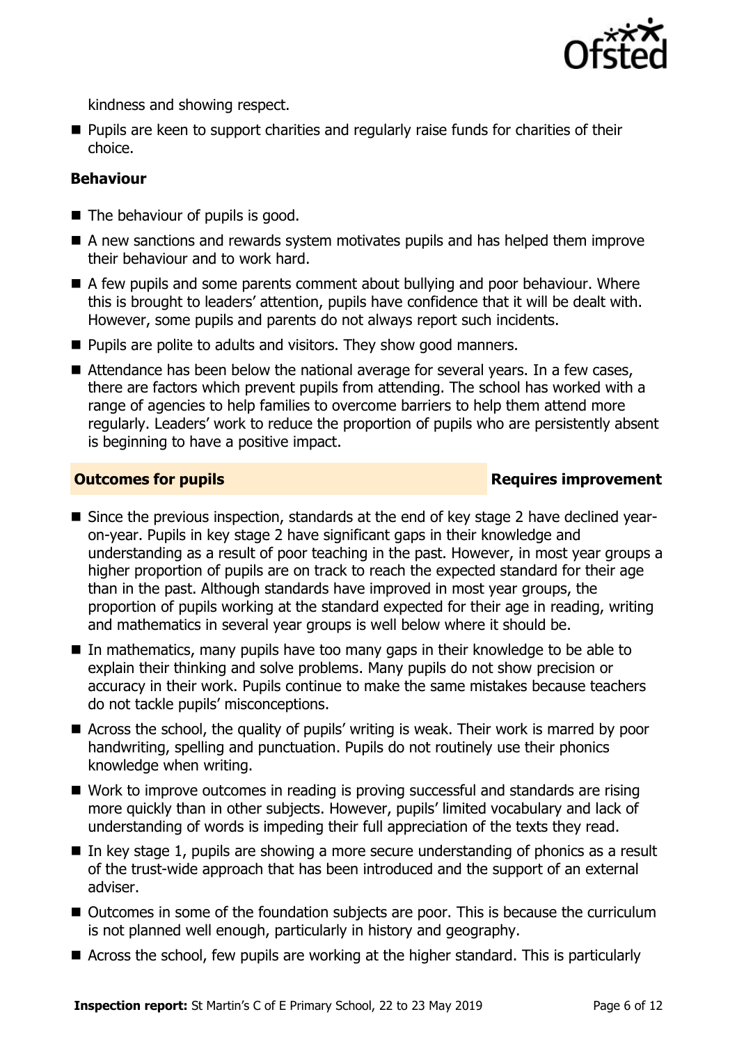kindness and showing respect.

- Pupils are keen to support charities and regularly raise funds for charities of their choice.

### Behaviour

- The behaviour of pupils is good.
- A new sanctions and rewards system motivates pupils and has helped them improve their behaviour and to work hard.
- A few pupils and some parents comment about bullying and poor behaviour. Where this is brought to leaders' attention, pupils have confidence that it will be dealt with. However, some pupils and parents do not always report such incidents.
- Pupils are polite to adults and visitors. They show good manners.
- Attendance has been below the national average for several years. In a few cases, there are factors which prevent pupils from attending. The school has worked with a range of agencies to help families to overcome barriers to help them attend more regularly. Leaders' work to reduce the proportion of pupils who are persistently absent is beginning to have a positive impact.

## Outcomes for pupils — Requires improvement

- Since the previous inspection, standards at the end of key stage 2 have declined year-on-year. Pupils in key stage 2 have significant gaps in their knowledge and understanding as a result of poor teaching in the past. However, in most year groups a higher proportion of pupils are on track to reach the expected standard for their age than in the past. Although standards have improved in most year groups, the proportion of pupils working at the standard expected for their age in reading, writing and mathematics in several year groups is well below where it should be.
- In mathematics, many pupils have too many gaps in their knowledge to be able to explain their thinking and solve problems. Many pupils do not show precision or accuracy in their work. Pupils continue to make the same mistakes because teachers do not tackle pupils' misconceptions.
- Across the school, the quality of pupils' writing is weak. Their work is marred by poor handwriting, spelling and punctuation. Pupils do not routinely use their phonics knowledge when writing.
- Work to improve outcomes in reading is proving successful and standards are rising more quickly than in other subjects. However, pupils' limited vocabulary and lack of understanding of words is impeding their full appreciation of the texts they read.
- In key stage 1, pupils are showing a more secure understanding of phonics as a result of the trust-wide approach that has been introduced and the support of an external adviser.
- Outcomes in some of the foundation subjects are poor. This is because the curriculum is not planned well enough, particularly in history and geography.
- Across the school, few pupils are working at the higher standard. This is particularly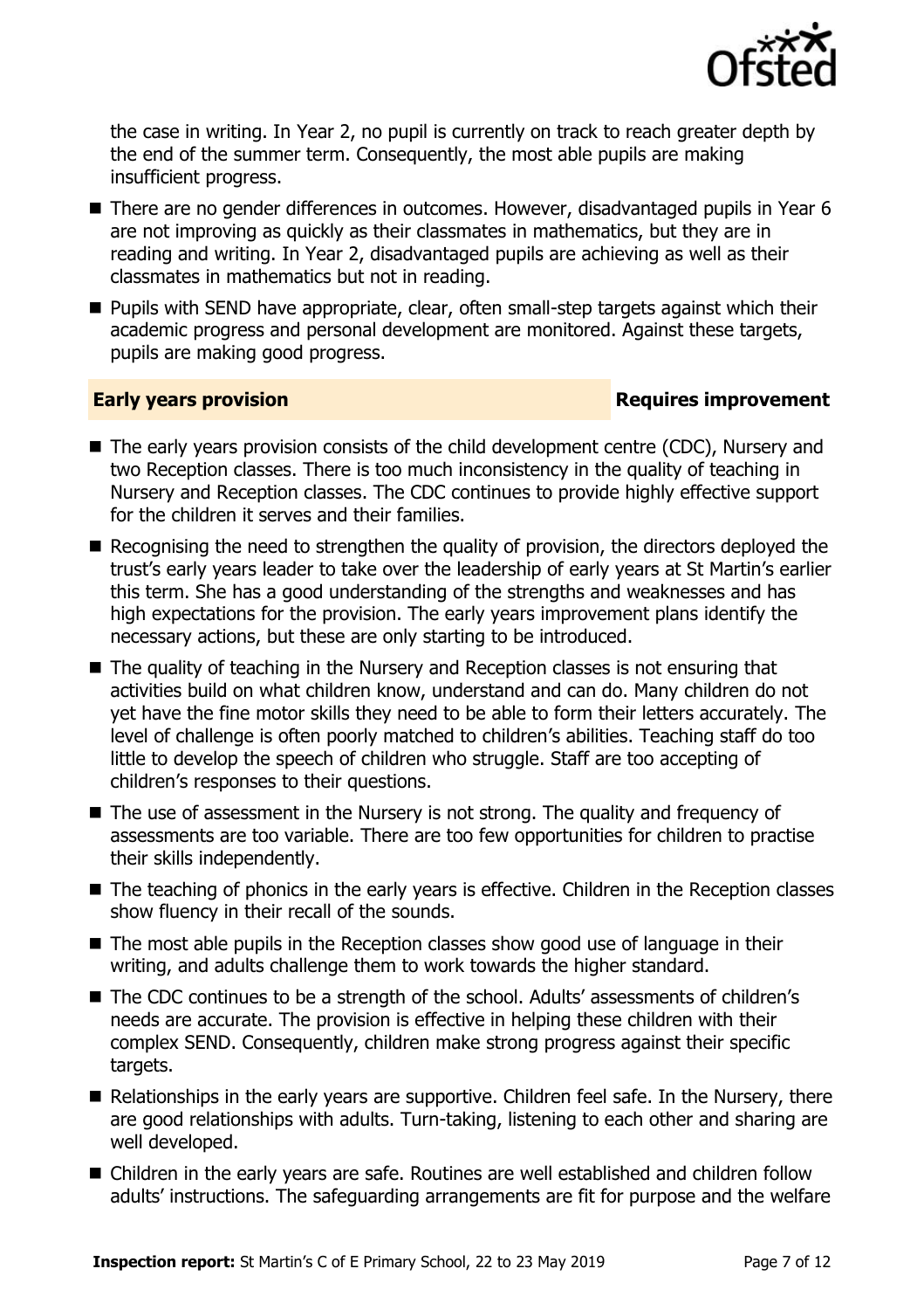the case in writing. In Year 2, no pupil is currently on track to reach greater depth by the end of the summer term. Consequently, the most able pupils are making insufficient progress.

- There are no gender differences in outcomes. However, disadvantaged pupils in Year 6 are not improving as quickly as their classmates in mathematics, but they are in reading and writing. In Year 2, disadvantaged pupils are achieving as well as their classmates in mathematics but not in reading.
- Pupils with SEND have appropriate, clear, often small-step targets against which their academic progress and personal development are monitored. Against these targets, pupils are making good progress.

## Early years provision — Requires improvement

- The early years provision consists of the child development centre (CDC), Nursery and two Reception classes. There is too much inconsistency in the quality of teaching in Nursery and Reception classes. The CDC continues to provide highly effective support for the children it serves and their families.
- Recognising the need to strengthen the quality of provision, the directors deployed the trust's early years leader to take over the leadership of early years at St Martin's earlier this term. She has a good understanding of the strengths and weaknesses and has high expectations for the provision. The early years improvement plans identify the necessary actions, but these are only starting to be introduced.
- The quality of teaching in the Nursery and Reception classes is not ensuring that activities build on what children know, understand and can do. Many children do not yet have the fine motor skills they need to be able to form their letters accurately. The level of challenge is often poorly matched to children's abilities. Teaching staff do too little to develop the speech of children who struggle. Staff are too accepting of children's responses to their questions.
- The use of assessment in the Nursery is not strong. The quality and frequency of assessments are too variable. There are too few opportunities for children to practise their skills independently.
- The teaching of phonics in the early years is effective. Children in the Reception classes show fluency in their recall of the sounds.
- The most able pupils in the Reception classes show good use of language in their writing, and adults challenge them to work towards the higher standard.
- The CDC continues to be a strength of the school. Adults' assessments of children's needs are accurate. The provision is effective in helping these children with their complex SEND. Consequently, children make strong progress against their specific targets.
- Relationships in the early years are supportive. Children feel safe. In the Nursery, there are good relationships with adults. Turn-taking, listening to each other and sharing are well developed.
- Children in the early years are safe. Routines are well established and children follow adults' instructions. The safeguarding arrangements are fit for purpose and the welfare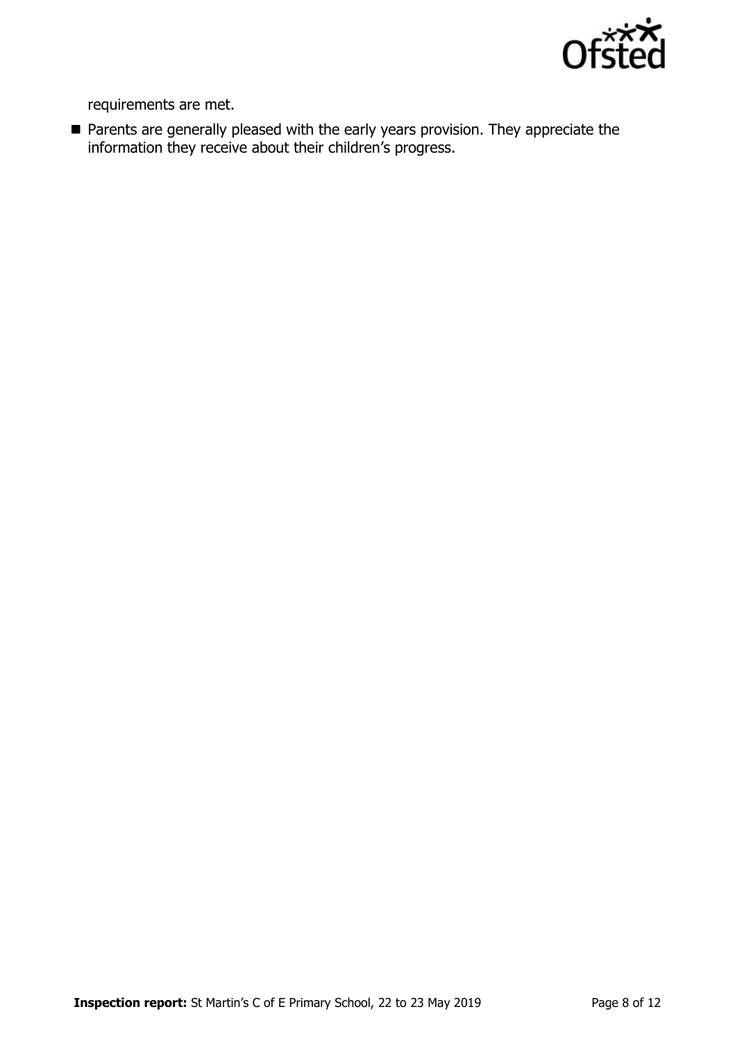requirements are met.

- Parents are generally pleased with the early years provision. They appreciate the information they receive about their children's progress.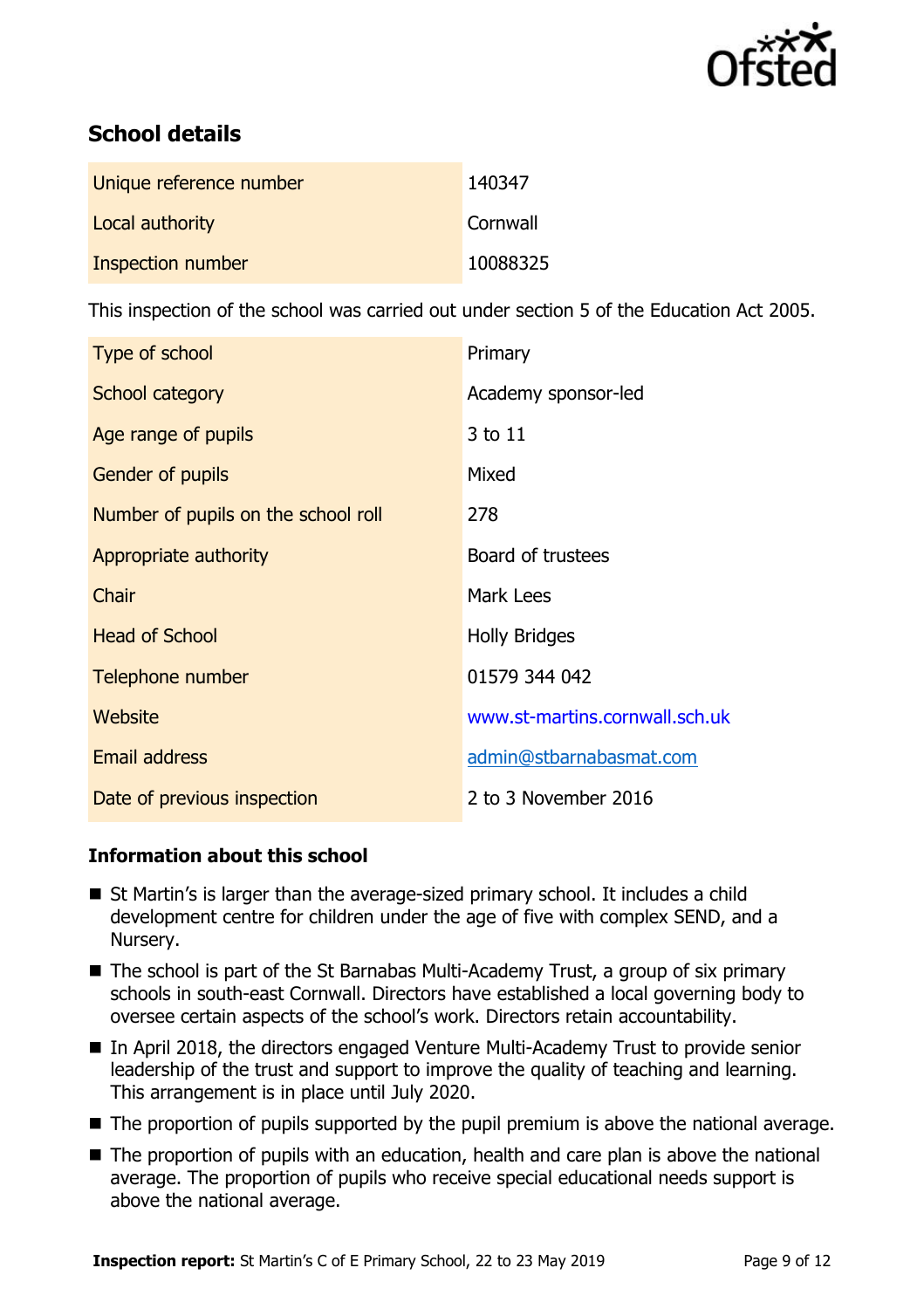## School details

| | |
|---|---|
| Unique reference number | 140347 |
| Local authority | Cornwall |
| Inspection number | 10088325 |

This inspection of the school was carried out under section 5 of the Education Act 2005.

| | |
|---|---|
| Type of school | Primary |
| School category | Academy sponsor-led |
| Age range of pupils | 3 to 11 |
| Gender of pupils | Mixed |
| Number of pupils on the school roll | 278 |
| Appropriate authority | Board of trustees |
| Chair | Mark Lees |
| Head of School | Holly Bridges |
| Telephone number | 01579 344 042 |
| Website | www.st-martins.cornwall.sch.uk |
| Email address | admin@stbarnabasmat.com |
| Date of previous inspection | 2 to 3 November 2016 |

### Information about this school

- St Martin's is larger than the average-sized primary school. It includes a child development centre for children under the age of five with complex SEND, and a Nursery.
- The school is part of the St Barnabas Multi-Academy Trust, a group of six primary schools in south-east Cornwall. Directors have established a local governing body to oversee certain aspects of the school's work. Directors retain accountability.
- In April 2018, the directors engaged Venture Multi-Academy Trust to provide senior leadership of the trust and support to improve the quality of teaching and learning. This arrangement is in place until July 2020.
- The proportion of pupils supported by the pupil premium is above the national average.
- The proportion of pupils with an education, health and care plan is above the national average. The proportion of pupils who receive special educational needs support is above the national average.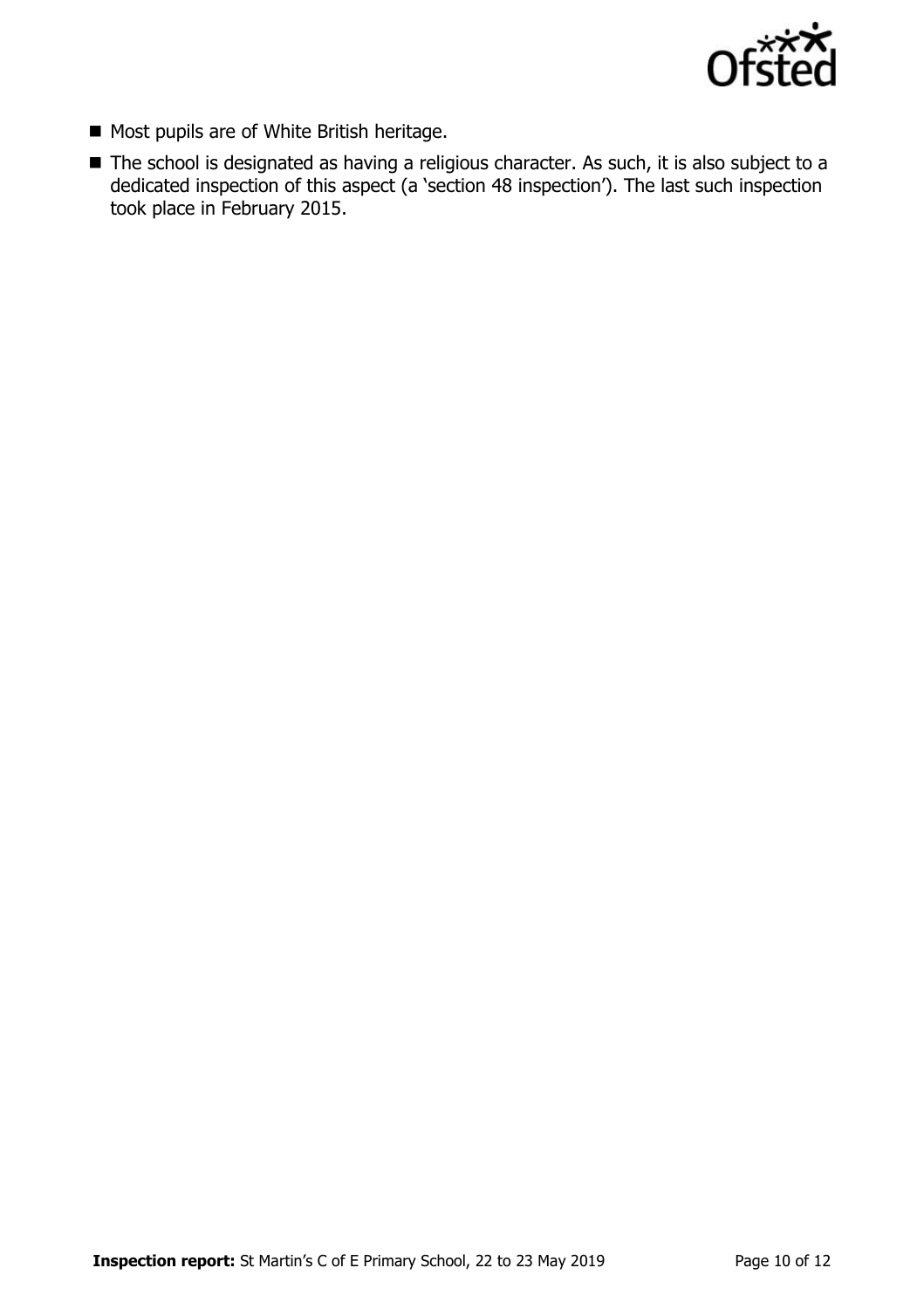- Most pupils are of White British heritage.
- The school is designated as having a religious character. As such, it is also subject to a dedicated inspection of this aspect (a 'section 48 inspection'). The last such inspection took place in February 2015.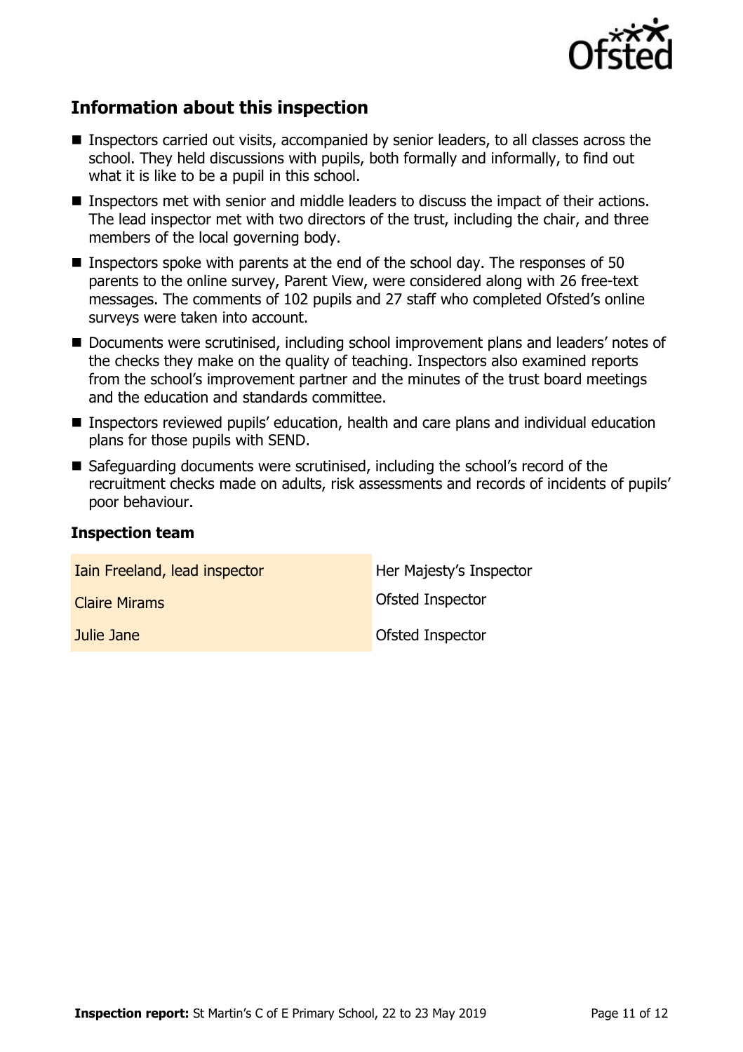## Information about this inspection

- Inspectors carried out visits, accompanied by senior leaders, to all classes across the school. They held discussions with pupils, both formally and informally, to find out what it is like to be a pupil in this school.
- Inspectors met with senior and middle leaders to discuss the impact of their actions. The lead inspector met with two directors of the trust, including the chair, and three members of the local governing body.
- Inspectors spoke with parents at the end of the school day. The responses of 50 parents to the online survey, Parent View, were considered along with 26 free-text messages. The comments of 102 pupils and 27 staff who completed Ofsted's online surveys were taken into account.
- Documents were scrutinised, including school improvement plans and leaders' notes of the checks they make on the quality of teaching. Inspectors also examined reports from the school's improvement partner and the minutes of the trust board meetings and the education and standards committee.
- Inspectors reviewed pupils' education, health and care plans and individual education plans for those pupils with SEND.
- Safeguarding documents were scrutinised, including the school's record of the recruitment checks made on adults, risk assessments and records of incidents of pupils' poor behaviour.

### Inspection team

| | |
|---|---|
| Iain Freeland, lead inspector | Her Majesty's Inspector |
| Claire Mirams | Ofsted Inspector |
| Julie Jane | Ofsted Inspector |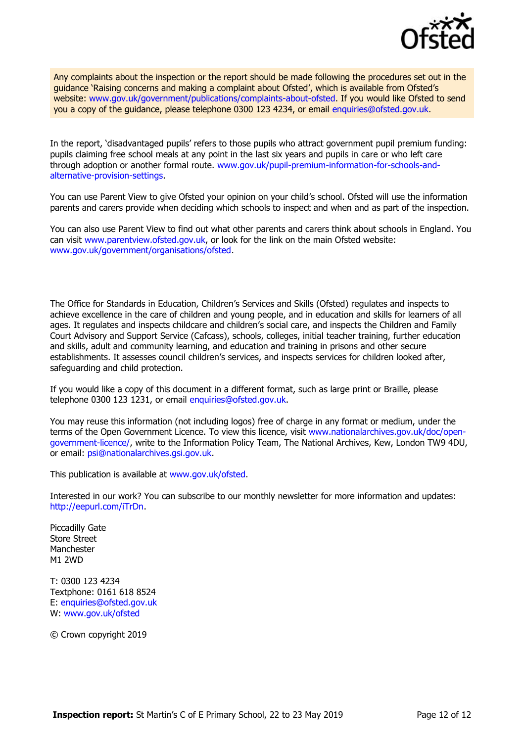Any complaints about the inspection or the report should be made following the procedures set out in the guidance 'Raising concerns and making a complaint about Ofsted', which is available from Ofsted's website: www.gov.uk/government/publications/complaints-about-ofsted. If you would like Ofsted to send you a copy of the guidance, please telephone 0300 123 4234, or email enquiries@ofsted.gov.uk.

In the report, 'disadvantaged pupils' refers to those pupils who attract government pupil premium funding: pupils claiming free school meals at any point in the last six years and pupils in care or who left care through adoption or another formal route. www.gov.uk/pupil-premium-information-for-schools-and-alternative-provision-settings.

You can use Parent View to give Ofsted your opinion on your child's school. Ofsted will use the information parents and carers provide when deciding which schools to inspect and when and as part of the inspection.

You can also use Parent View to find out what other parents and carers think about schools in England. You can visit www.parentview.ofsted.gov.uk, or look for the link on the main Ofsted website: www.gov.uk/government/organisations/ofsted.

The Office for Standards in Education, Children's Services and Skills (Ofsted) regulates and inspects to achieve excellence in the care of children and young people, and in education and skills for learners of all ages. It regulates and inspects childcare and children's social care, and inspects the Children and Family Court Advisory and Support Service (Cafcass), schools, colleges, initial teacher training, further education and skills, adult and community learning, and education and training in prisons and other secure establishments. It assesses council children's services, and inspects services for children looked after, safeguarding and child protection.

If you would like a copy of this document in a different format, such as large print or Braille, please telephone 0300 123 1231, or email enquiries@ofsted.gov.uk.

You may reuse this information (not including logos) free of charge in any format or medium, under the terms of the Open Government Licence. To view this licence, visit www.nationalarchives.gov.uk/doc/open-government-licence/, write to the Information Policy Team, The National Archives, Kew, London TW9 4DU, or email: psi@nationalarchives.gsi.gov.uk.

This publication is available at www.gov.uk/ofsted.

Interested in our work? You can subscribe to our monthly newsletter for more information and updates: http://eepurl.com/iTrDn.

Piccadilly Gate  
Store Street  
Manchester  
M1 2WD

T: 0300 123 4234  
Textphone: 0161 618 8524  
E: enquiries@ofsted.gov.uk  
W: www.gov.uk/ofsted

© Crown copyright 2019